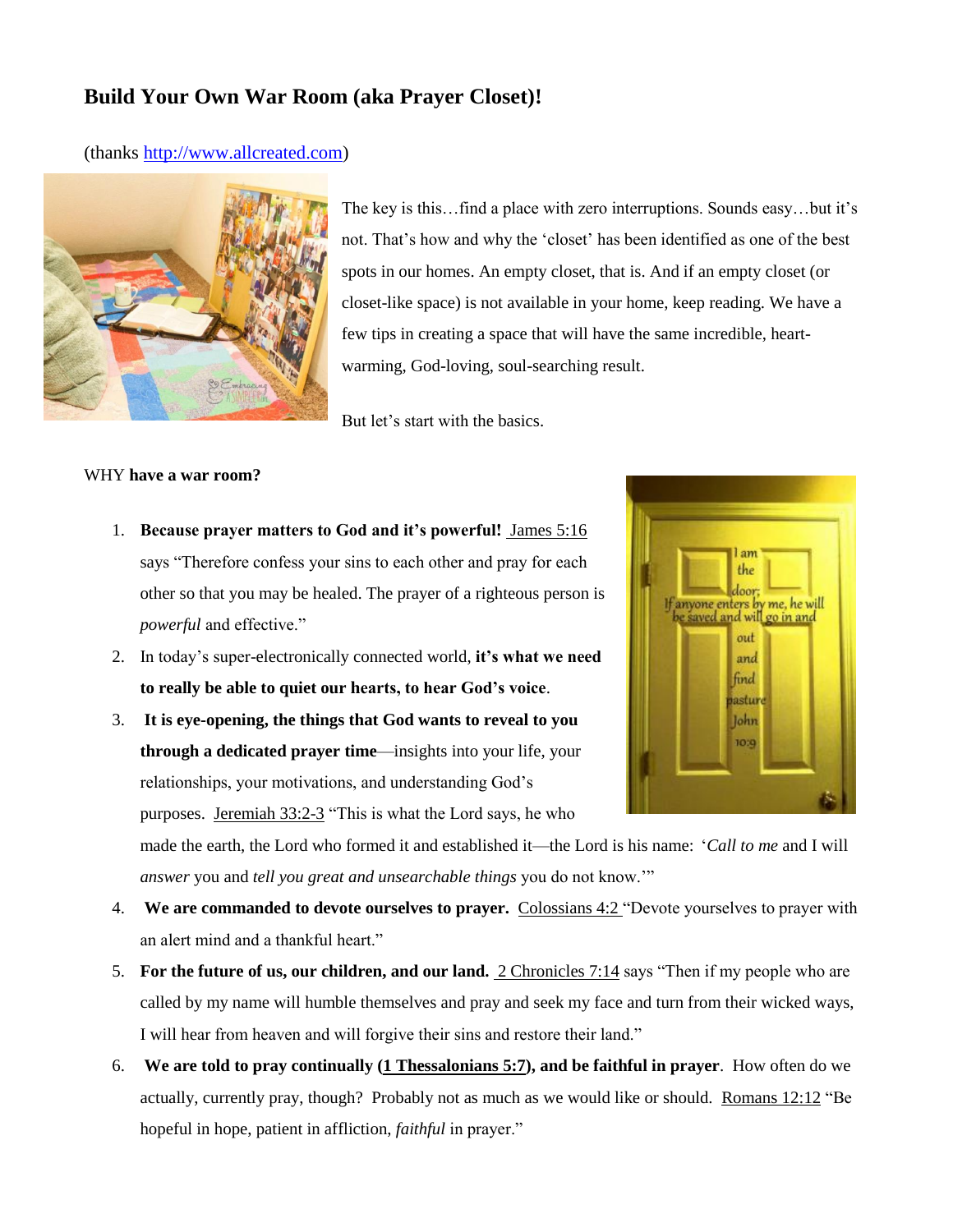## Build Your Own War Room (aka Prayer Closet)!

(thanks http://www.allcreated.com)

The key is this…find a place with zero interruptions. Sounds easy…but it's not. That's how and why the 'closet' has been identified as one of the best spots in our homes. An empty closet, that is. And if an empty closet (or closet-like space) is not available in your home, keep reading. We have a few tips in creating a space that will have the same incredible, heart-warming, God-loving, soul-searching result.

But let's start with the basics.

WHY **have a war room?**

1. **Because prayer matters to God and it's powerful!** James 5:16 says "Therefore confess your sins to each other and pray for each other so that you may be healed. The prayer of a righteous person is *powerful* and effective."
2. In today's super-electronically connected world, **it's what we need to really be able to quiet our hearts, to hear God's voice**.
3. **It is eye-opening, the things that God wants to reveal to you through a dedicated prayer time**—insights into your life, your relationships, your motivations, and understanding God's purposes. Jeremiah 33:2-3 "This is what the Lord says, he who made the earth, the Lord who formed it and established it—the Lord is his name: '*Call to me* and I will *answer* you and *tell you great and unsearchable things* you do not know.'"
4. **We are commanded to devote ourselves to prayer.** Colossians 4:2 "Devote yourselves to prayer with an alert mind and a thankful heart."
5. **For the future of us, our children, and our land.** 2 Chronicles 7:14 says "Then if my people who are called by my name will humble themselves and pray and seek my face and turn from their wicked ways, I will hear from heaven and will forgive their sins and restore their land."
6. **We are told to pray continually (1 Thessalonians 5:7), and be faithful in prayer**. How often do we actually, currently pray, though? Probably not as much as we would like or should. Romans 12:12 "Be hopeful in hope, patient in affliction, *faithful* in prayer."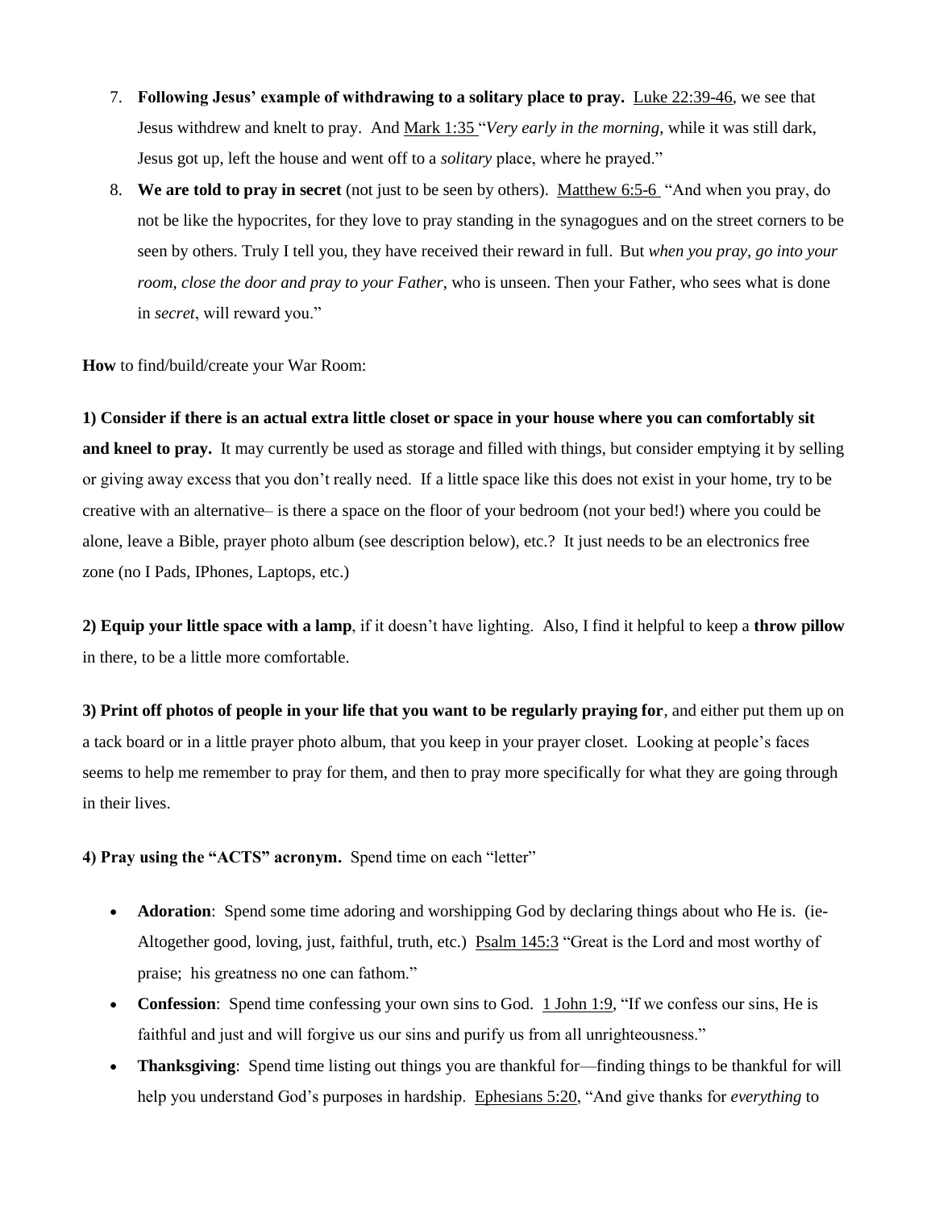7. **Following Jesus' example of withdrawing to a solitary place to pray.** Luke 22:39-46, we see that Jesus withdrew and knelt to pray. And Mark 1:35 "*Very early in the morning*, while it was still dark, Jesus got up, left the house and went off to a *solitary* place, where he prayed."
8. **We are told to pray in secret** (not just to be seen by others). Matthew 6:5-6 "And when you pray, do not be like the hypocrites, for they love to pray standing in the synagogues and on the street corners to be seen by others. Truly I tell you, they have received their reward in full. But *when you pray, go into your room, close the door and pray to your Father*, who is unseen. Then your Father, who sees what is done in *secret*, will reward you."

**How** to find/build/create your War Room:

**1) Consider if there is an actual extra little closet or space in your house where you can comfortably sit and kneel to pray.** It may currently be used as storage and filled with things, but consider emptying it by selling or giving away excess that you don't really need. If a little space like this does not exist in your home, try to be creative with an alternative– is there a space on the floor of your bedroom (not your bed!) where you could be alone, leave a Bible, prayer photo album (see description below), etc.? It just needs to be an electronics free zone (no I Pads, IPhones, Laptops, etc.)

**2) Equip your little space with a lamp**, if it doesn't have lighting. Also, I find it helpful to keep a **throw pillow** in there, to be a little more comfortable.

**3) Print off photos of people in your life that you want to be regularly praying for**, and either put them up on a tack board or in a little prayer photo album, that you keep in your prayer closet. Looking at people's faces seems to help me remember to pray for them, and then to pray more specifically for what they are going through in their lives.

**4) Pray using the "ACTS" acronym.** Spend time on each "letter"

- **Adoration**: Spend some time adoring and worshipping God by declaring things about who He is. (ie- Altogether good, loving, just, faithful, truth, etc.) Psalm 145:3 "Great is the Lord and most worthy of praise; his greatness no one can fathom."
- **Confession**: Spend time confessing your own sins to God. 1 John 1:9, "If we confess our sins, He is faithful and just and will forgive us our sins and purify us from all unrighteousness."
- **Thanksgiving**: Spend time listing out things you are thankful for—finding things to be thankful for will help you understand God's purposes in hardship. Ephesians 5:20, "And give thanks for *everything* to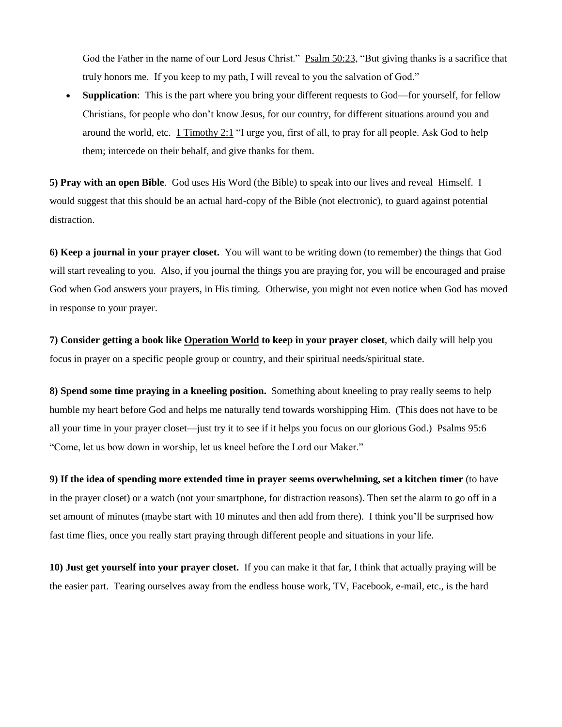God the Father in the name of our Lord Jesus Christ." Psalm 50:23, "But giving thanks is a sacrifice that truly honors me. If you keep to my path, I will reveal to you the salvation of God."

- **Supplication**: This is the part where you bring your different requests to God—for yourself, for fellow Christians, for people who don't know Jesus, for our country, for different situations around you and around the world, etc. 1 Timothy 2:1 "I urge you, first of all, to pray for all people. Ask God to help them; intercede on their behalf, and give thanks for them.

**5) Pray with an open Bible**. God uses His Word (the Bible) to speak into our lives and reveal Himself. I would suggest that this should be an actual hard-copy of the Bible (not electronic), to guard against potential distraction.

**6) Keep a journal in your prayer closet.** You will want to be writing down (to remember) the things that God will start revealing to you. Also, if you journal the things you are praying for, you will be encouraged and praise God when God answers your prayers, in His timing. Otherwise, you might not even notice when God has moved in response to your prayer.

**7) Consider getting a book like Operation World to keep in your prayer closet**, which daily will help you focus in prayer on a specific people group or country, and their spiritual needs/spiritual state.

**8) Spend some time praying in a kneeling position.** Something about kneeling to pray really seems to help humble my heart before God and helps me naturally tend towards worshipping Him. (This does not have to be all your time in your prayer closet—just try it to see if it helps you focus on our glorious God.) Psalms 95:6 "Come, let us bow down in worship, let us kneel before the Lord our Maker."

**9) If the idea of spending more extended time in prayer seems overwhelming, set a kitchen timer** (to have in the prayer closet) or a watch (not your smartphone, for distraction reasons). Then set the alarm to go off in a set amount of minutes (maybe start with 10 minutes and then add from there). I think you'll be surprised how fast time flies, once you really start praying through different people and situations in your life.

**10) Just get yourself into your prayer closet.** If you can make it that far, I think that actually praying will be the easier part. Tearing ourselves away from the endless house work, TV, Facebook, e-mail, etc., is the hard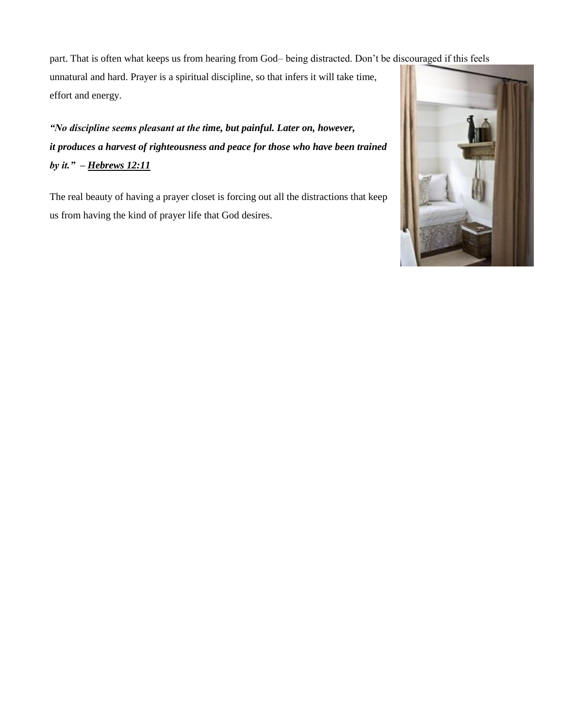part. That is often what keeps us from hearing from God– being distracted. Don't be discouraged if this feels unnatural and hard. Prayer is a spiritual discipline, so that infers it will take time, effort and energy.

***"No discipline seems pleasant at the time, but painful. Later on, however, it produces a harvest of righteousness and peace for those who have been trained by it." – Hebrews 12:11***

The real beauty of having a prayer closet is forcing out all the distractions that keep us from having the kind of prayer life that God desires.